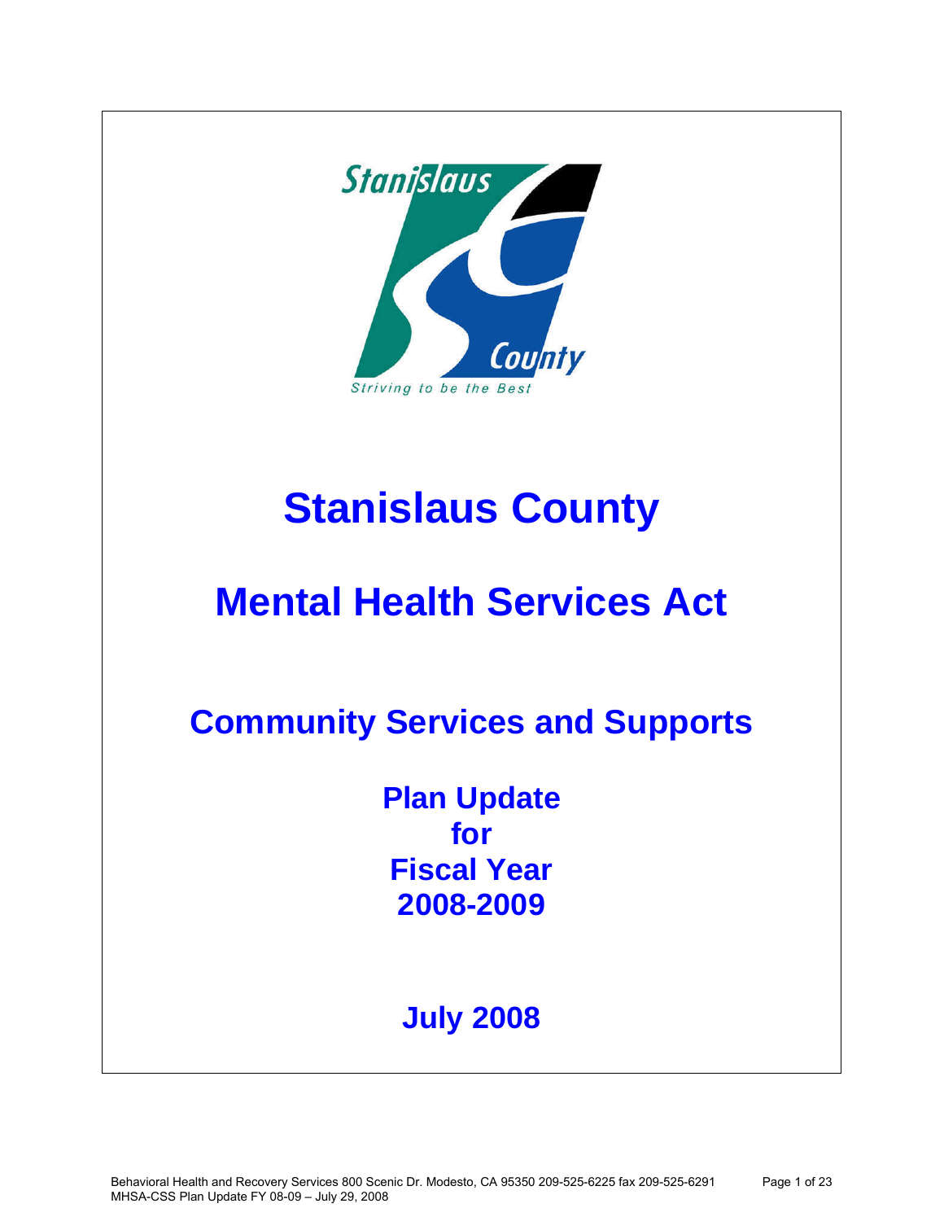# Stanislaus County

# Mental Health Services Act

## Community Services and Supports

### Plan Update for Fiscal Year 2008-2009

### July 2008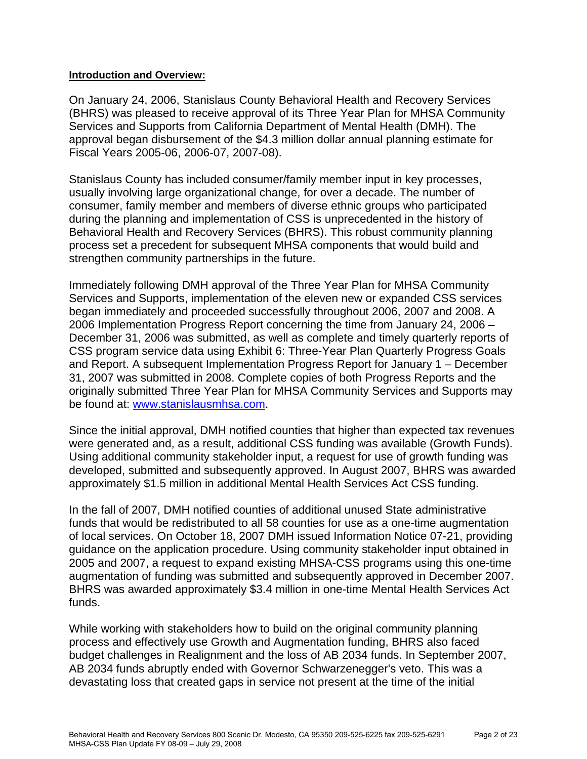**Introduction and Overview:**

On January 24, 2006, Stanislaus County Behavioral Health and Recovery Services (BHRS) was pleased to receive approval of its Three Year Plan for MHSA Community Services and Supports from California Department of Mental Health (DMH). The approval began disbursement of the $4.3 million dollar annual planning estimate for Fiscal Years 2005-06, 2006-07, 2007-08).

Stanislaus County has included consumer/family member input in key processes, usually involving large organizational change, for over a decade. The number of consumer, family member and members of diverse ethnic groups who participated during the planning and implementation of CSS is unprecedented in the history of Behavioral Health and Recovery Services (BHRS). This robust community planning process set a precedent for subsequent MHSA components that would build and strengthen community partnerships in the future.

Immediately following DMH approval of the Three Year Plan for MHSA Community Services and Supports, implementation of the eleven new or expanded CSS services began immediately and proceeded successfully throughout 2006, 2007 and 2008. A 2006 Implementation Progress Report concerning the time from January 24, 2006 – December 31, 2006 was submitted, as well as complete and timely quarterly reports of CSS program service data using Exhibit 6: Three-Year Plan Quarterly Progress Goals and Report. A subsequent Implementation Progress Report for January 1 – December 31, 2007 was submitted in 2008. Complete copies of both Progress Reports and the originally submitted Three Year Plan for MHSA Community Services and Supports may be found at: www.stanislausmhsa.com.

Since the initial approval, DMH notified counties that higher than expected tax revenues were generated and, as a result, additional CSS funding was available (Growth Funds). Using additional community stakeholder input, a request for use of growth funding was developed, submitted and subsequently approved. In August 2007, BHRS was awarded approximately $1.5 million in additional Mental Health Services Act CSS funding.

In the fall of 2007, DMH notified counties of additional unused State administrative funds that would be redistributed to all 58 counties for use as a one-time augmentation of local services. On October 18, 2007 DMH issued Information Notice 07-21, providing guidance on the application procedure. Using community stakeholder input obtained in 2005 and 2007, a request to expand existing MHSA-CSS programs using this one-time augmentation of funding was submitted and subsequently approved in December 2007. BHRS was awarded approximately $3.4 million in one-time Mental Health Services Act funds.

While working with stakeholders how to build on the original community planning process and effectively use Growth and Augmentation funding, BHRS also faced budget challenges in Realignment and the loss of AB 2034 funds. In September 2007, AB 2034 funds abruptly ended with Governor Schwarzenegger's veto. This was a devastating loss that created gaps in service not present at the time of the initial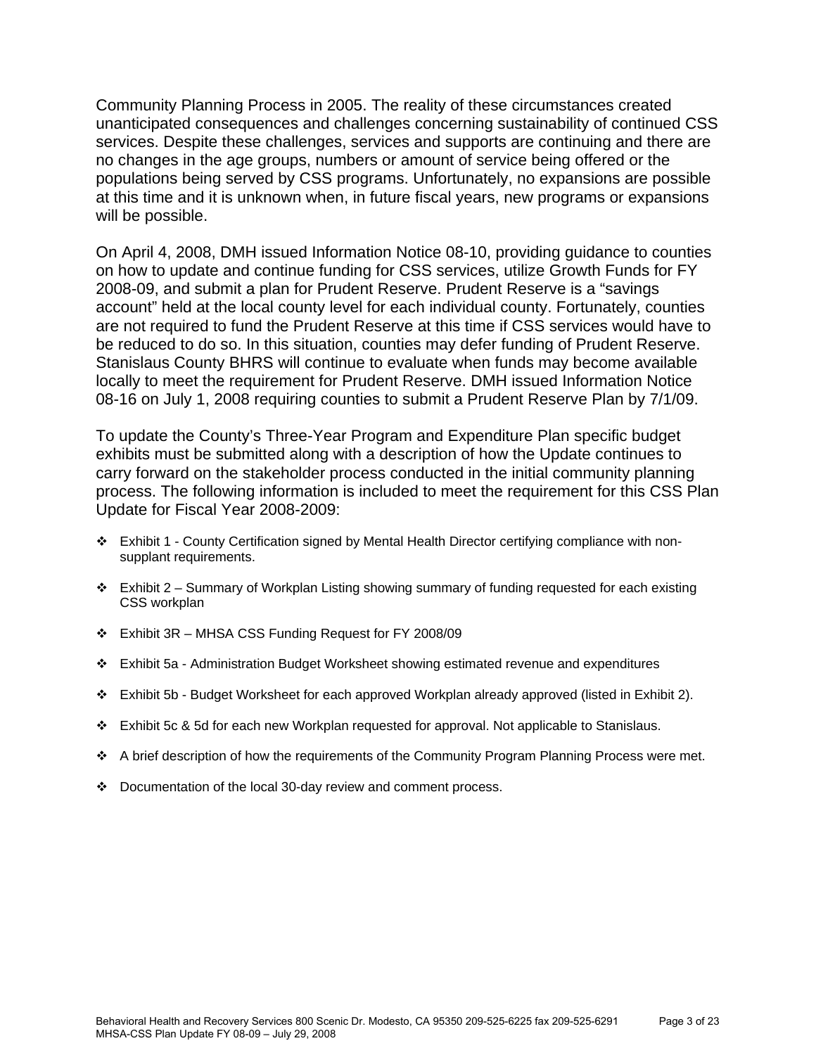Community Planning Process in 2005. The reality of these circumstances created unanticipated consequences and challenges concerning sustainability of continued CSS services. Despite these challenges, services and supports are continuing and there are no changes in the age groups, numbers or amount of service being offered or the populations being served by CSS programs. Unfortunately, no expansions are possible at this time and it is unknown when, in future fiscal years, new programs or expansions will be possible.

On April 4, 2008, DMH issued Information Notice 08-10, providing guidance to counties on how to update and continue funding for CSS services, utilize Growth Funds for FY 2008-09, and submit a plan for Prudent Reserve. Prudent Reserve is a "savings account" held at the local county level for each individual county. Fortunately, counties are not required to fund the Prudent Reserve at this time if CSS services would have to be reduced to do so. In this situation, counties may defer funding of Prudent Reserve. Stanislaus County BHRS will continue to evaluate when funds may become available locally to meet the requirement for Prudent Reserve. DMH issued Information Notice 08-16 on July 1, 2008 requiring counties to submit a Prudent Reserve Plan by 7/1/09.

To update the County's Three-Year Program and Expenditure Plan specific budget exhibits must be submitted along with a description of how the Update continues to carry forward on the stakeholder process conducted in the initial community planning process. The following information is included to meet the requirement for this CSS Plan Update for Fiscal Year 2008-2009:

- Exhibit 1 - County Certification signed by Mental Health Director certifying compliance with non-supplant requirements.
- Exhibit 2 – Summary of Workplan Listing showing summary of funding requested for each existing CSS workplan
- Exhibit 3R – MHSA CSS Funding Request for FY 2008/09
- Exhibit 5a - Administration Budget Worksheet showing estimated revenue and expenditures
- Exhibit 5b - Budget Worksheet for each approved Workplan already approved (listed in Exhibit 2).
- Exhibit 5c & 5d for each new Workplan requested for approval. Not applicable to Stanislaus.
- A brief description of how the requirements of the Community Program Planning Process were met.
- Documentation of the local 30-day review and comment process.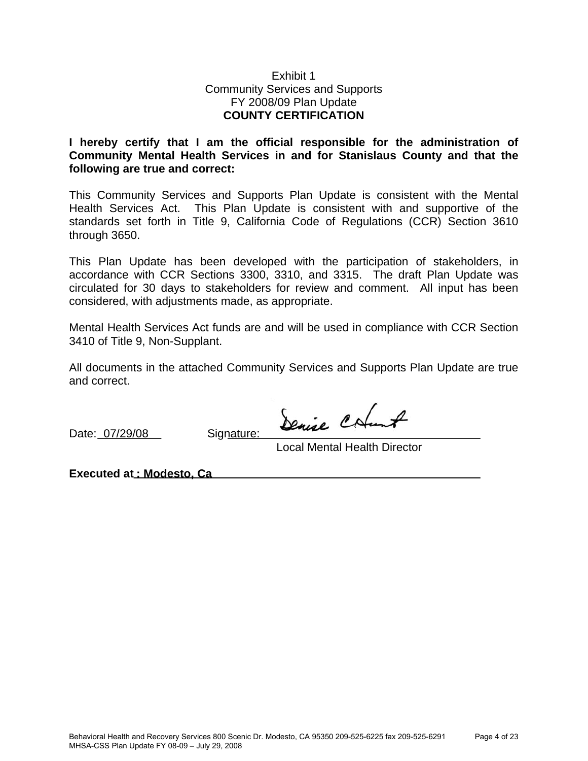Exhibit 1

Community Services and Supports

FY 2008/09 Plan Update

**COUNTY CERTIFICATION**

**I hereby certify that I am the official responsible for the administration of Community Mental Health Services in and for Stanislaus County and that the following are true and correct:**

This Community Services and Supports Plan Update is consistent with the Mental Health Services Act. This Plan Update is consistent with and supportive of the standards set forth in Title 9, California Code of Regulations (CCR) Section 3610 through 3650.

This Plan Update has been developed with the participation of stakeholders, in accordance with CCR Sections 3300, 3310, and 3315. The draft Plan Update was circulated for 30 days to stakeholders for review and comment. All input has been considered, with adjustments made, as appropriate.

Mental Health Services Act funds are and will be used in compliance with CCR Section 3410 of Title 9, Non-Supplant.

All documents in the attached Community Services and Supports Plan Update are true and correct.

Date: 07/29/08 Signature: Denise C Hunt

Local Mental Health Director

**Executed at : Modesto, Ca**

Behavioral Health and Recovery Services 800 Scenic Dr. Modesto, CA 95350 209-525-6225 fax 209-525-6291

MHSA-CSS Plan Update FY 08-09 – July 29, 2008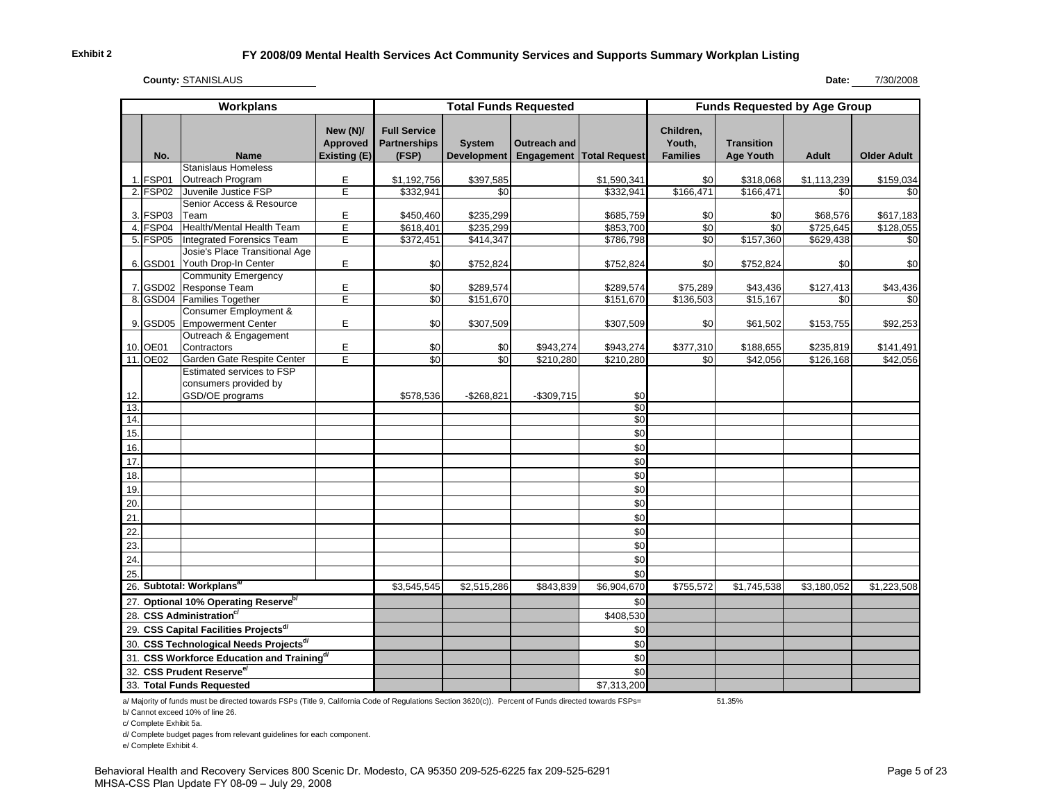**Exhibit 2**

# FY 2008/09 Mental Health Services Act Community Services and Supports Summary Workplan Listing

**County:** STANISLAUS **Date:** 7/30/2008

| | Workplans | | | Total Funds Requested | | | | Funds Requested by Age Group | | | |
|---|---|---|---|---|---|---|---|---|---|---|---|
| | No. | Name | New (N)/ Approved Existing (E) | Full Service Partnerships (FSP) | System Development | Outreach and Engagement | Total Request | Children, Youth, Families | Transition Age Youth | Adult | Older Adult |
| 1. | FSP01 | Stanislaus Homeless Outreach Program | E | $1,192,756 | $397,585 | | $1,590,341 | $0 | $318,068 | $1,113,239 | $159,034 |
| 2. | FSP02 | Juvenile Justice FSP | E | $332,941 | $0 | | $332,941 | $166,471 | $166,471 | $0 | $0 |
| 3. | FSP03 | Senior Access & Resource Team | E | $450,460 | $235,299 | | $685,759 | $0 | $0 | $68,576 | $617,183 |
| 4. | FSP04 | Health/Mental Health Team | E | $618,401 | $235,299 | | $853,700 | $0 | $0 | $725,645 | $128,055 |
| 5. | FSP05 | Integrated Forensics Team | E | $372,451 | $414,347 | | $786,798 | $0 | $157,360 | $629,438 | $0 |
| 6. | GSD01 | Josie's Place Transitional Age Youth Drop-In Center | E | $0 | $752,824 | | $752,824 | $0 | $752,824 | $0 | $0 |
| 7. | GSD02 | Community Emergency Response Team | E | $0 | $289,574 | | $289,574 | $75,289 | $43,436 | $127,413 | $43,436 |
| 8. | GSD04 | Families Together | E | $0 | $151,670 | | $151,670 | $136,503 | $15,167 | $0 | $0 |
| 9. | GSD05 | Consumer Employment & Empowerment Center | E | $0 | $307,509 | | $307,509 | $0 | $61,502 | $153,755 | $92,253 |
| 10. | OE01 | Outreach & Engagement Contractors | E | $0 | $0 | $943,274 | $943,274 | $377,310 | $188,655 | $235,819 | $141,491 |
| 11. | OE02 | Garden Gate Respite Center | E | $0 | $0 | $210,280 | $210,280 | $0 | $42,056 | $126,168 | $42,056 |
| 12. | | Estimated services to FSP consumers provided by GSD/OE programs | | $578,536 | -$268,821 | -$309,715 | $0 | | | | |
| 13. | | | | | | | $0 | | | | |
| 14. | | | | | | | $0 | | | | |
| 15. | | | | | | | $0 | | | | |
| 16. | | | | | | | $0 | | | | |
| 17. | | | | | | | $0 | | | | |
| 18. | | | | | | | $0 | | | | |
| 19. | | | | | | | $0 | | | | |
| 20. | | | | | | | $0 | | | | |
| 21. | | | | | | | $0 | | | | |
| 22. | | | | | | | $0 | | | | |
| 23. | | | | | | | $0 | | | | |
| 24. | | | | | | | $0 | | | | |
| 25. | | | | | | | $0 | | | | |
| 26. | **Subtotal: Workplans[a]** | | | $3,545,545 | $2,515,286 | $843,839 | $6,904,670 | $755,572 | $1,745,538 | $3,180,052 | $1,223,508 |
| 27. | **Optional 10% Operating Reserve[b]** | | | | | | $0 | | | | |
| 28. | **CSS Administration[c]** | | | | | | $408,530 | | | | |
| 29. | **CSS Capital Facilities Projects[d]** | | | | | | $0 | | | | |
| 30. | **CSS Technological Needs Projects[d]** | | | | | | $0 | | | | |
| 31. | **CSS Workforce Education and Training[d]** | | | | | | $0 | | | | |
| 32. | **CSS Prudent Reserve[e]** | | | | | | $0 | | | | |
| 33. | **Total Funds Requested** | | | | | | $7,313,200 | | | | |

a/ Majority of funds must be directed towards FSPs (Title 9, California Code of Regulations Section 3620(c)). Percent of Funds directed towards FSPs= 51.35%

b/ Cannot exceed 10% of line 26.

c/ Complete Exhibit 5a.

d/ Complete budget pages from relevant guidelines for each component.

e/ Complete Exhibit 4.

Behavioral Health and Recovery Services 800 Scenic Dr. Modesto, CA 95350 209-525-6225 fax 209-525-6291
MHSA-CSS Plan Update FY 08-09 – July 29, 2008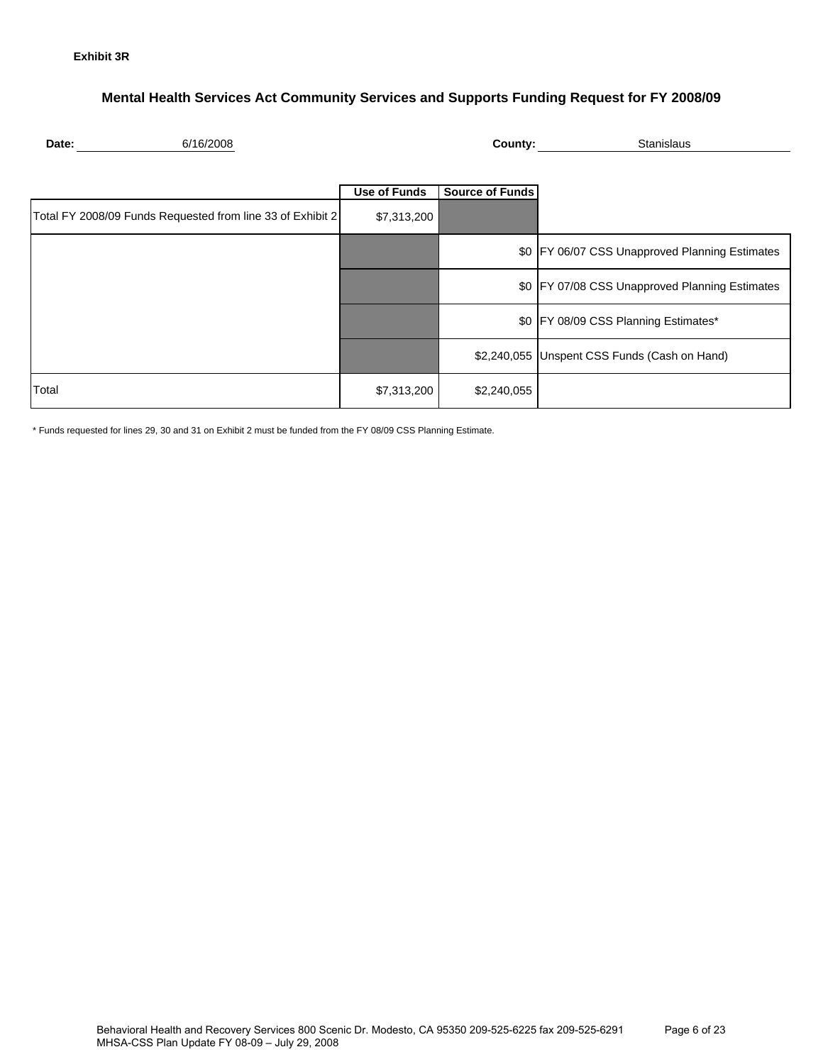**Exhibit 3R**

## Mental Health Services Act Community Services and Supports Funding Request for FY 2008/09

**Date:** 6/16/2008 **County:** Stanislaus

| | Use of Funds | Source of Funds | |
|---|---|---|---|
| Total FY 2008/09 Funds Requested from line 33 of Exhibit 2 | $7,313,200 | | |
| | | $0 | FY 06/07 CSS Unapproved Planning Estimates |
| | | $0 | FY 07/08 CSS Unapproved Planning Estimates |
| | | $0 | FY 08/09 CSS Planning Estimates* |
| | | $2,240,055 | Unspent CSS Funds (Cash on Hand) |
| Total | $7,313,200 | $2,240,055 | |

* Funds requested for lines 29, 30 and 31 on Exhibit 2 must be funded from the FY 08/09 CSS Planning Estimate.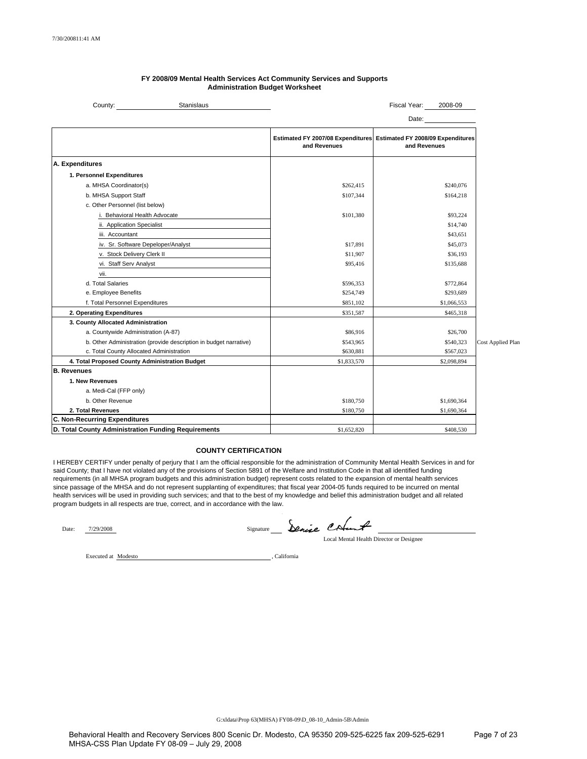7/30/200811:41 AM

## FY 2008/09 Mental Health Services Act Community Services and Supports
## Administration Budget Worksheet

County: Stanislaus

Fiscal Year: 2008-09

Date:

| | Estimated FY 2007/08 Expenditures and Revenues | Estimated FY 2008/09 Expenditures and Revenues | |
|---|---|---|---|
| **A. Expenditures** | | | |
| **1. Personnel Expenditures** | | | |
| a. MHSA Coordinator(s) | $262,415 | $240,076 | |
| b. MHSA Support Staff | $107,344 | $164,218 | |
| c. Other Personnel (list below) | | | |
| i. Behavioral Health Advocate | $101,380 | $93,224 | |
| ii. Application Specialist | | $14,740 | |
| iii. Accountant | | $43,651 | |
| iv. Sr. Software Depeloper/Analyst | $17,891 | $45,073 | |
| v. Stock Delivery Clerk II | $11,907 | $36,193 | |
| vi. Staff Serv Analyst | $95,416 | $135,688 | |
| vii. | | | |
| d. Total Salaries | $596,353 | $772,864 | |
| e. Employee Benefits | $254,749 | $293,689 | |
| f. Total Personnel Expenditures | $851,102 | $1,066,553 | |
| **2. Operating Expenditures** | $351,587 | $465,318 | |
| **3. County Allocated Administration** | | | |
| a. Countywide Administration (A-87) | $86,916 | $26,700 | |
| b. Other Administration (provide description in budget narrative) | $543,965 | $540,323 | Cost Applied Plan |
| c. Total County Allocated Administration | $630,881 | $567,023 | |
| **4. Total Proposed County Administration Budget** | $1,833,570 | $2,098,894 | |
| **B. Revenues** | | | |
| **1. New Revenues** | | | |
| a. Medi-Cal (FFP only) | | | |
| b. Other Revenue | $180,750 | $1,690,364 | |
| **2. Total Revenues** | $180,750 | $1,690,364 | |
| **C. Non-Recurring Expenditures** | | | |
| **D. Total County Administration Funding Requirements** | $1,652,820 | $408,530 | |

### COUNTY CERTIFICATION

I HEREBY CERTIFY under penalty of perjury that I am the official responsible for the administration of Community Mental Health Services in and for said County; that I have not violated any of the provisions of Section 5891 of the Welfare and Institution Code in that all identified funding requirements (in all MHSA program budgets and this administration budget) represent costs related to the expansion of mental health services since passage of the MHSA and do not represent supplanting of expenditures; that fiscal year 2004-05 funds required to be incurred on mental health services will be used in providing such services; and that to the best of my knowledge and belief this administration budget and all related program budgets in all respects are true, correct, and in accordance with the law.

Date: 7/29/2008

Signature: Denise CHunt

Local Mental Health Director or Designee

Executed at Modesto, California

G:xldata\Prop 63(MHSA) FY08-09\D_08-10_Admin-5B\Admin

Behavioral Health and Recovery Services 800 Scenic Dr. Modesto, CA 95350 209-525-6225 fax 209-525-6291

MHSA-CSS Plan Update FY 08-09 – July 29, 2008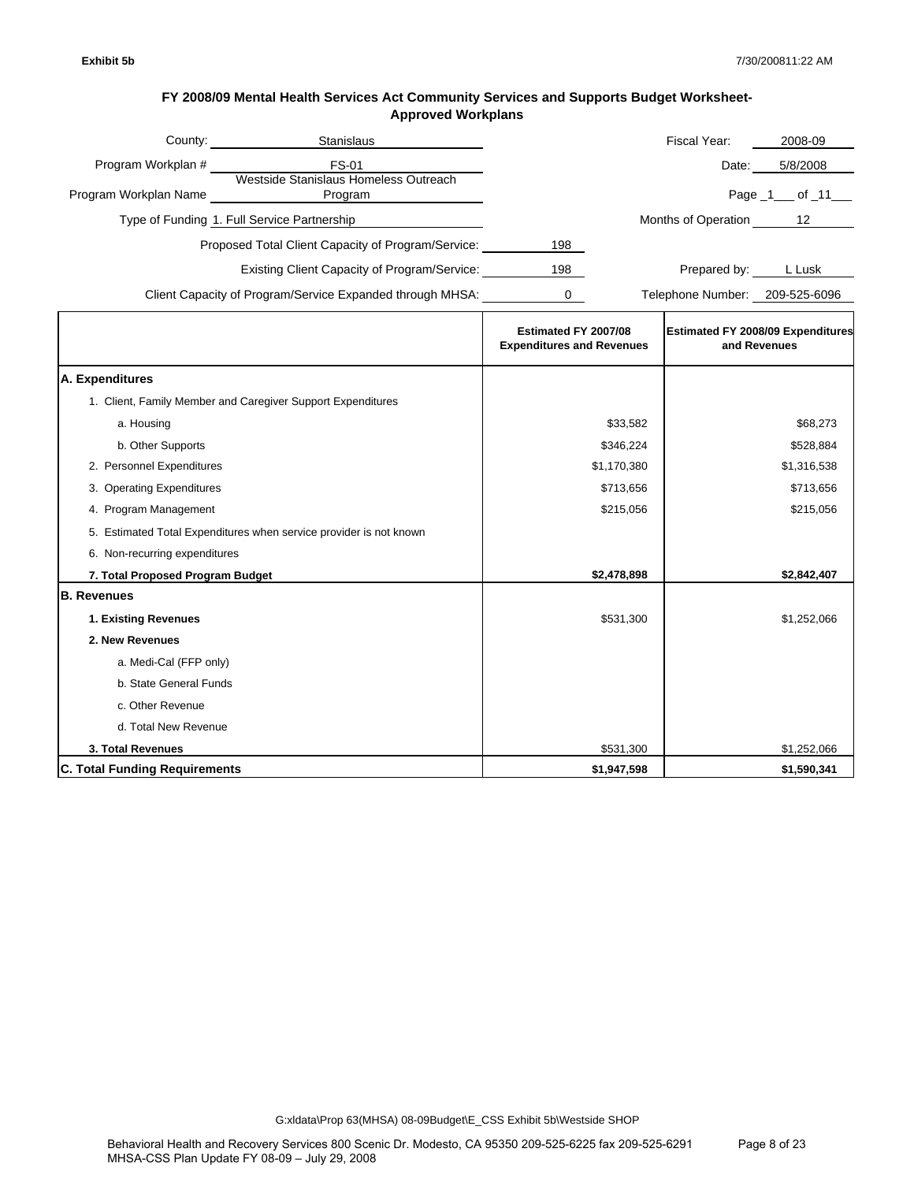**Exhibit 5b** 7/30/200811:22 AM

## FY 2008/09 Mental Health Services Act Community Services and Supports Budget Worksheet-Approved Workplans

County: Stanislaus

Fiscal Year: 2008-09

Program Workplan # FS-01

Date: 5/8/2008

Program Workplan Name: Westside Stanislaus Homeless Outreach Program

Page _1___ of _11___

Type of Funding: 1. Full Service Partnership

Months of Operation: 12

Proposed Total Client Capacity of Program/Service: 198

Existing Client Capacity of Program/Service: 198

Prepared by: L Lusk

Client Capacity of Program/Service Expanded through MHSA: 0

Telephone Number: 209-525-6096

| | Estimated FY 2007/08 Expenditures and Revenues | Estimated FY 2008/09 Expenditures and Revenues |
|---|---|---|
| **A. Expenditures** | | |
| 1. Client, Family Member and Caregiver Support Expenditures | | |
| a. Housing | $33,582 | $68,273 |
| b. Other Supports | $346,224 | $528,884 |
| 2. Personnel Expenditures | $1,170,380 | $1,316,538 |
| 3. Operating Expenditures | $713,656 | $713,656 |
| 4. Program Management | $215,056 | $215,056 |
| 5. Estimated Total Expenditures when service provider is not known | | |
| 6. Non-recurring expenditures | | |
| **7. Total Proposed Program Budget** | **$2,478,898** | **$2,842,407** |
| **B. Revenues** | | |
| **1. Existing Revenues** | $531,300 | $1,252,066 |
| **2. New Revenues** | | |
| a. Medi-Cal (FFP only) | | |
| b. State General Funds | | |
| c. Other Revenue | | |
| d. Total New Revenue | | |
| **3. Total Revenues** | $531,300 | $1,252,066 |
| **C. Total Funding Requirements** | **$1,947,598** | **$1,590,341** |

G:xldata\Prop 63(MHSA) 08-09Budget\E_CSS Exhibit 5b\Westside SHOP

Behavioral Health and Recovery Services 800 Scenic Dr. Modesto, CA 95350 209-525-6225 fax 209-525-6291
MHSA-CSS Plan Update FY 08-09 – July 29, 2008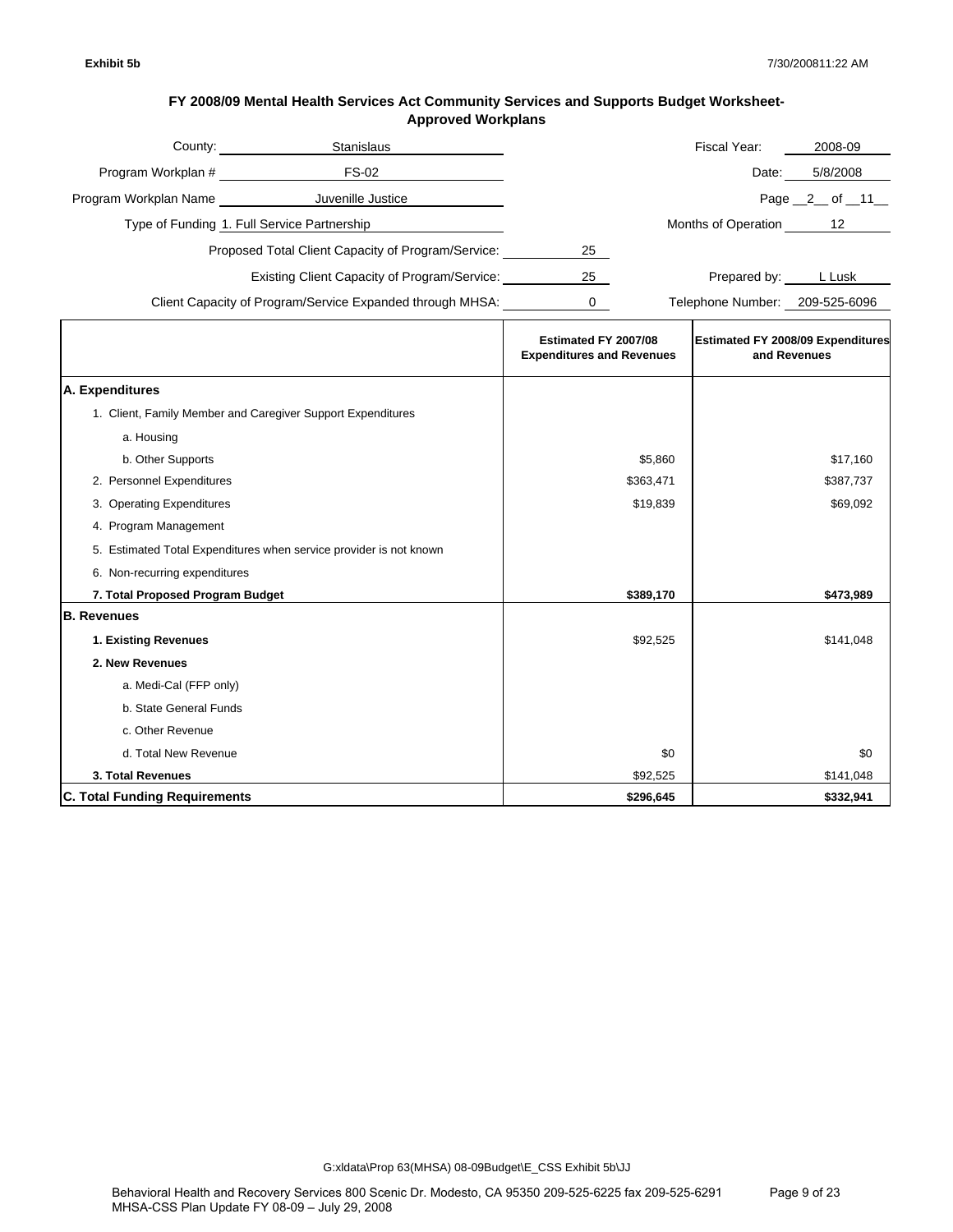**Exhibit 5b** 7/30/200811:22 AM

## FY 2008/09 Mental Health Services Act Community Services and Supports Budget Worksheet-Approved Workplans

County: Stanislaus

Program Workplan #: FS-02

Program Workplan Name: Juvenille Justice

Type of Funding: 1. Full Service Partnership

Proposed Total Client Capacity of Program/Service: 25

Existing Client Capacity of Program/Service: 25

Client Capacity of Program/Service Expanded through MHSA: 0

Fiscal Year: 2008-09

Date: 5/8/2008

Page 2 of 11

Months of Operation: 12

Prepared by: L Lusk

Telephone Number: 209-525-6096

| | Estimated FY 2007/08 Expenditures and Revenues | Estimated FY 2008/09 Expenditures and Revenues |
|---|---|---|
| **A. Expenditures** | | |
| 1. Client, Family Member and Caregiver Support Expenditures | | |
| a. Housing | | |
| b. Other Supports | $5,860 | $17,160 |
| 2. Personnel Expenditures | $363,471 | $387,737 |
| 3. Operating Expenditures | $19,839 | $69,092 |
| 4. Program Management | | |
| 5. Estimated Total Expenditures when service provider is not known | | |
| 6. Non-recurring expenditures | | |
| **7. Total Proposed Program Budget** | **$389,170** | **$473,989** |
| **B. Revenues** | | |
| **1. Existing Revenues** | $92,525 | $141,048 |
| **2. New Revenues** | | |
| a. Medi-Cal (FFP only) | | |
| b. State General Funds | | |
| c. Other Revenue | | |
| d. Total New Revenue | $0 | $0 |
| **3. Total Revenues** | $92,525 | $141,048 |
| **C. Total Funding Requirements** | **$296,645** | **$332,941** |

G:xldata\Prop 63(MHSA) 08-09Budget\E_CSS Exhibit 5b\JJ

Behavioral Health and Recovery Services 800 Scenic Dr. Modesto, CA 95350 209-525-6225 fax 209-525-6291
MHSA-CSS Plan Update FY 08-09 – July 29, 2008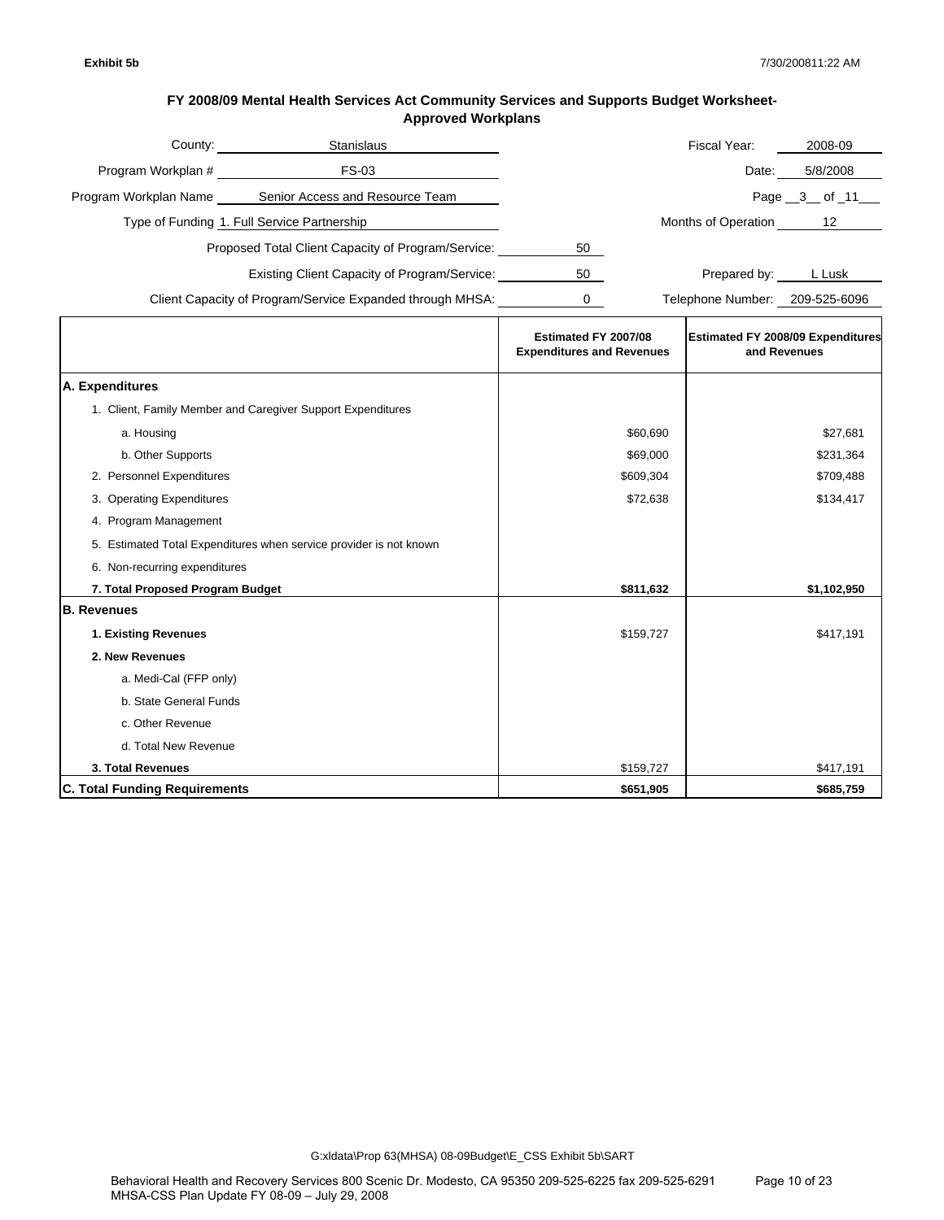**Exhibit 5b**

7/30/2008 11:22 AM

## FY 2008/09 Mental Health Services Act Community Services and Supports Budget Worksheet-Approved Workplans

County: Stanislaus

Fiscal Year: 2008-09

Program Workplan #: FS-03

Date: 5/8/2008

Program Workplan Name: Senior Access and Resource Team

Page 3 of 11

Type of Funding: 1. Full Service Partnership

Months of Operation: 12

Proposed Total Client Capacity of Program/Service: 50

Existing Client Capacity of Program/Service: 50

Prepared by: L Lusk

Client Capacity of Program/Service Expanded through MHSA: 0

Telephone Number: 209-525-6096

| | Estimated FY 2007/08 Expenditures and Revenues | Estimated FY 2008/09 Expenditures and Revenues |
|---|---|---|
| **A. Expenditures** | | |
| 1. Client, Family Member and Caregiver Support Expenditures | | |
| a. Housing | $60,690 | $27,681 |
| b. Other Supports | $69,000 | $231,364 |
| 2. Personnel Expenditures | $609,304 | $709,488 |
| 3. Operating Expenditures | $72,638 | $134,417 |
| 4. Program Management | | |
| 5. Estimated Total Expenditures when service provider is not known | | |
| 6. Non-recurring expenditures | | |
| **7. Total Proposed Program Budget** | **$811,632** | **$1,102,950** |
| **B. Revenues** | | |
| **1. Existing Revenues** | $159,727 | $417,191 |
| **2. New Revenues** | | |
| a. Medi-Cal (FFP only) | | |
| b. State General Funds | | |
| c. Other Revenue | | |
| d. Total New Revenue | | |
| **3. Total Revenues** | $159,727 | $417,191 |
| **C. Total Funding Requirements** | **$651,905** | **$685,759** |

G:xldata\Prop 63(MHSA) 08-09Budget\E_CSS Exhibit 5b\SART

Behavioral Health and Recovery Services 800 Scenic Dr. Modesto, CA 95350 209-525-6225 fax 209-525-6291
MHSA-CSS Plan Update FY 08-09 – July 29, 2008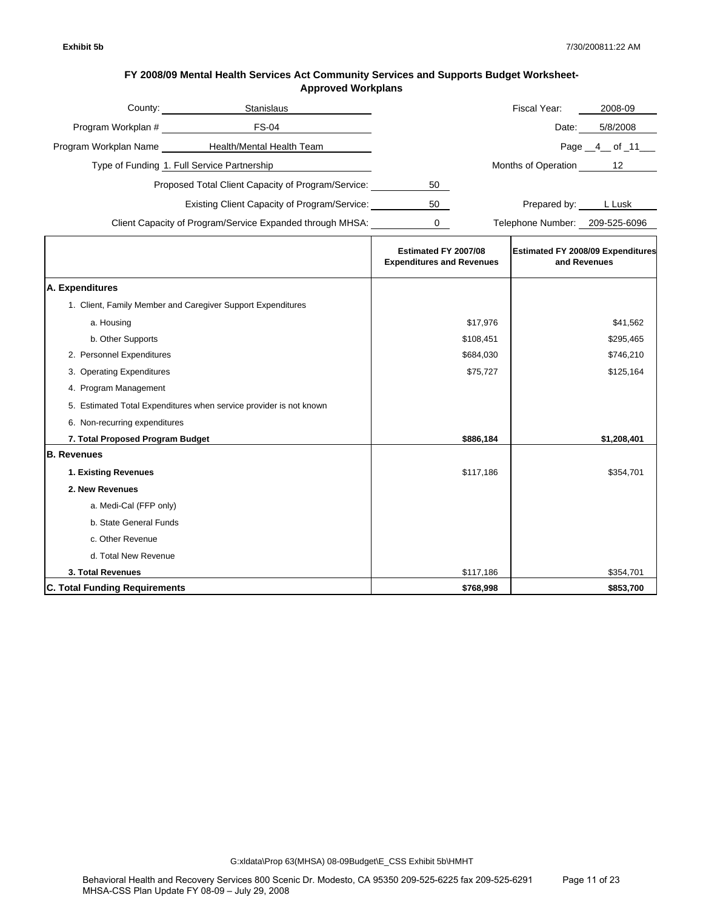Exhibit 5b

7/30/2008 11:22 AM

## FY 2008/09 Mental Health Services Act Community Services and Supports Budget Worksheet- Approved Workplans

County: Stanislaus

Fiscal Year: 2008-09

Program Workplan # FS-04

Date: 5/8/2008

Program Workplan Name Health/Mental Health Team

Page 4 of 11

Type of Funding 1. Full Service Partnership

Months of Operation 12

Proposed Total Client Capacity of Program/Service: 50

Existing Client Capacity of Program/Service: 50

Prepared by: L Lusk

Client Capacity of Program/Service Expanded through MHSA: 0

Telephone Number: 209-525-6096

| | Estimated FY 2007/08 Expenditures and Revenues | Estimated FY 2008/09 Expenditures and Revenues |
|---|---|---|
| **A. Expenditures** | | |
| 1. Client, Family Member and Caregiver Support Expenditures | | |
| a. Housing | $17,976 | $41,562 |
| b. Other Supports | $108,451 | $295,465 |
| 2. Personnel Expenditures | $684,030 | $746,210 |
| 3. Operating Expenditures | $75,727 | $125,164 |
| 4. Program Management | | |
| 5. Estimated Total Expenditures when service provider is not known | | |
| 6. Non-recurring expenditures | | |
| **7. Total Proposed Program Budget** | **$886,184** | **$1,208,401** |
| **B. Revenues** | | |
| **1. Existing Revenues** | $117,186 | $354,701 |
| **2. New Revenues** | | |
| a. Medi-Cal (FFP only) | | |
| b. State General Funds | | |
| c. Other Revenue | | |
| d. Total New Revenue | | |
| **3. Total Revenues** | $117,186 | $354,701 |
| **C. Total Funding Requirements** | **$768,998** | **$853,700** |

G:xldata\Prop 63(MHSA) 08-09Budget\E_CSS Exhibit 5b\HMHT

Behavioral Health and Recovery Services 800 Scenic Dr. Modesto, CA 95350 209-525-6225 fax 209-525-6291
MHSA-CSS Plan Update FY 08-09 – July 29, 2008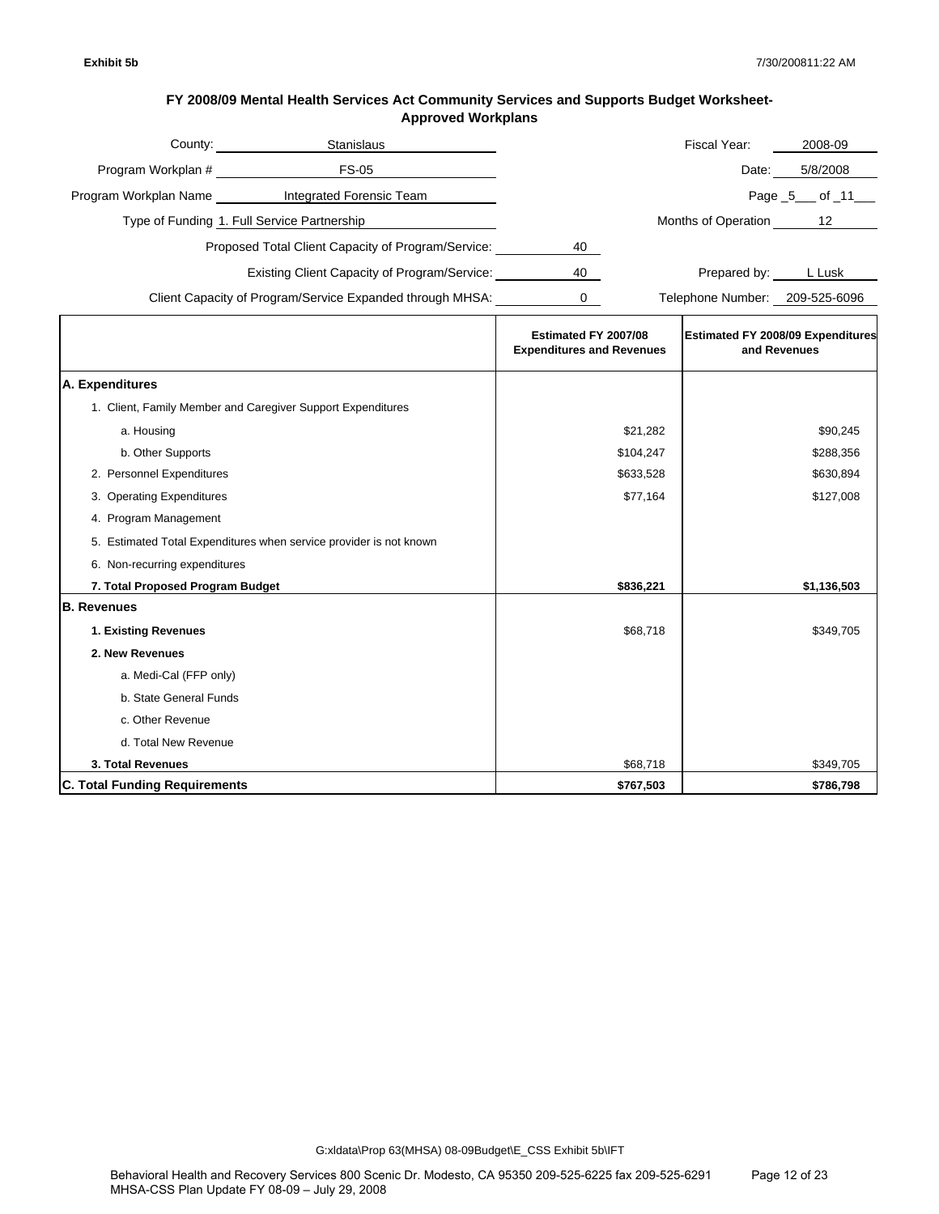**Exhibit 5b** 7/30/2008 11:22 AM

### FY 2008/09 Mental Health Services Act Community Services and Supports Budget Worksheet-Approved Workplans

County: Stanislaus | Fiscal Year: 2008-09

Program Workplan #: FS-05 | Date: 5/8/2008

Program Workplan Name: Integrated Forensic Team | Page 5 of 11

Type of Funding: 1. Full Service Partnership | Months of Operation: 12

Proposed Total Client Capacity of Program/Service: 40

Existing Client Capacity of Program/Service: 40 | Prepared by: L Lusk

Client Capacity of Program/Service Expanded through MHSA: 0 | Telephone Number: 209-525-6096

| | Estimated FY 2007/08 Expenditures and Revenues | Estimated FY 2008/09 Expenditures and Revenues |
|---|---|---|
| **A. Expenditures** | | |
| 1. Client, Family Member and Caregiver Support Expenditures | | |
| a. Housing | $21,282 | $90,245 |
| b. Other Supports | $104,247 | $288,356 |
| 2. Personnel Expenditures | $633,528 | $630,894 |
| 3. Operating Expenditures | $77,164 | $127,008 |
| 4. Program Management | | |
| 5. Estimated Total Expenditures when service provider is not known | | |
| 6. Non-recurring expenditures | | |
| **7. Total Proposed Program Budget** | **$836,221** | **$1,136,503** |
| **B. Revenues** | | |
| **1. Existing Revenues** | $68,718 | $349,705 |
| **2. New Revenues** | | |
| a. Medi-Cal (FFP only) | | |
| b. State General Funds | | |
| c. Other Revenue | | |
| d. Total New Revenue | | |
| **3. Total Revenues** | $68,718 | $349,705 |
| **C. Total Funding Requirements** | **$767,503** | **$786,798** |

G:xldata\Prop 63(MHSA) 08-09Budget\E_CSS Exhibit 5b\IFT

Behavioral Health and Recovery Services 800 Scenic Dr. Modesto, CA 95350 209-525-6225 fax 209-525-6291
MHSA-CSS Plan Update FY 08-09 – July 29, 2008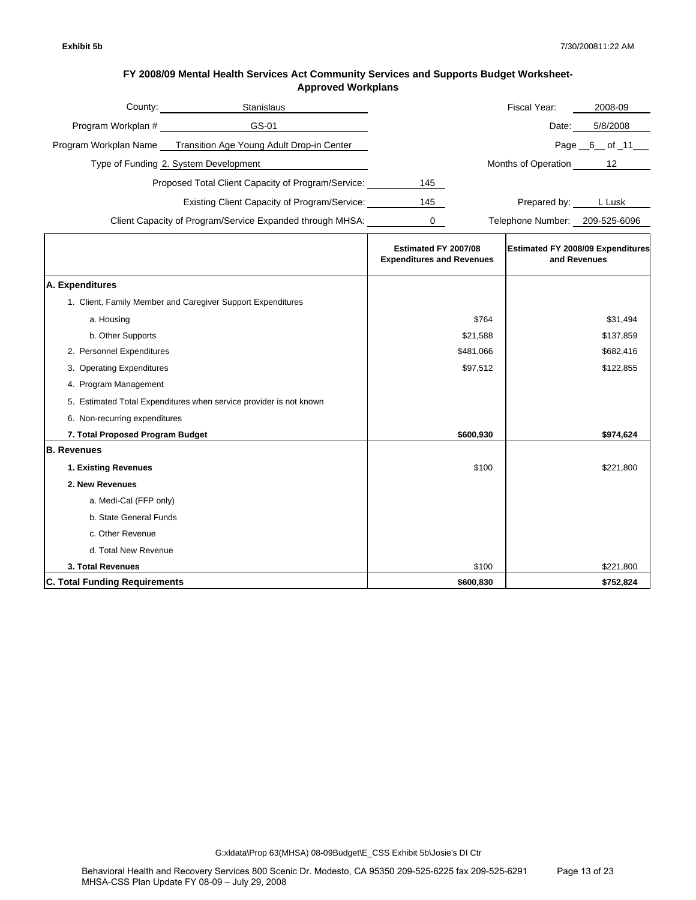**Exhibit 5b**

7/30/200811:22 AM

## FY 2008/09 Mental Health Services Act Community Services and Supports Budget Worksheet-Approved Workplans

County: Stanislaus

Program Workplan # GS-01

Program Workplan Name Transition Age Young Adult Drop-in Center

Type of Funding 2. System Development

Proposed Total Client Capacity of Program/Service: 145

Existing Client Capacity of Program/Service: 145

Client Capacity of Program/Service Expanded through MHSA: 0

Fiscal Year: 2008-09

Date: 5/8/2008

Page 6 of 11

Months of Operation 12

Prepared by: L Lusk

Telephone Number: 209-525-6096

| | Estimated FY 2007/08 Expenditures and Revenues | Estimated FY 2008/09 Expenditures and Revenues |
|---|---|---|
| **A. Expenditures** | | |
| 1. Client, Family Member and Caregiver Support Expenditures | | |
| a. Housing | $764 | $31,494 |
| b. Other Supports | $21,588 | $137,859 |
| 2. Personnel Expenditures | $481,066 | $682,416 |
| 3. Operating Expenditures | $97,512 | $122,855 |
| 4. Program Management | | |
| 5. Estimated Total Expenditures when service provider is not known | | |
| 6. Non-recurring expenditures | | |
| **7. Total Proposed Program Budget** | **$600,930** | **$974,624** |
| **B. Revenues** | | |
| **1. Existing Revenues** | $100 | $221,800 |
| **2. New Revenues** | | |
| a. Medi-Cal (FFP only) | | |
| b. State General Funds | | |
| c. Other Revenue | | |
| d. Total New Revenue | | |
| **3. Total Revenues** | $100 | $221,800 |
| **C. Total Funding Requirements** | **$600,830** | **$752,824** |

G:xldata\Prop 63(MHSA) 08-09Budget\E_CSS Exhibit 5b\Josie's DI Ctr

Behavioral Health and Recovery Services 800 Scenic Dr. Modesto, CA 95350 209-525-6225 fax 209-525-6291
MHSA-CSS Plan Update FY 08-09 – July 29, 2008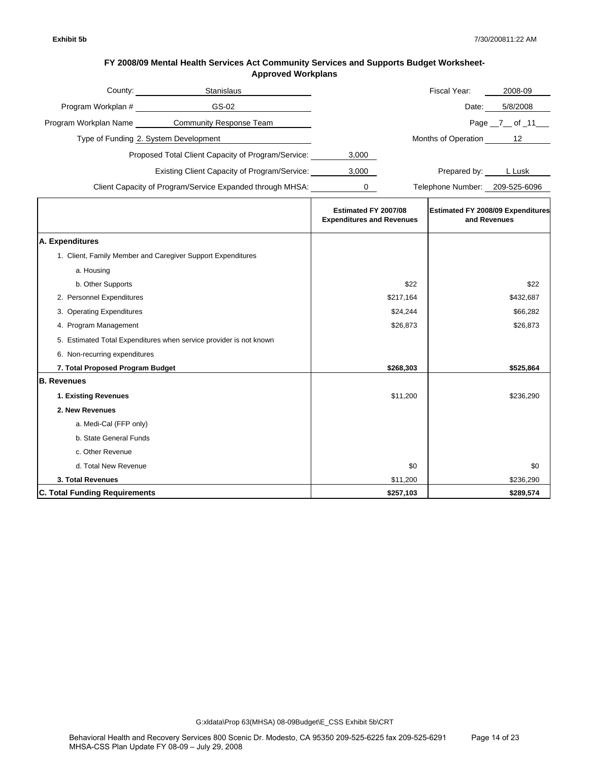**Exhibit 5b** 7/30/2008 11:22 AM

## FY 2008/09 Mental Health Services Act Community Services and Supports Budget Worksheet-Approved Workplans

County: Stanislaus
Program Workplan #: GS-02
Program Workplan Name: Community Response Team
Type of Funding: 2. System Development

Fiscal Year: 2008-09
Date: 5/8/2008
Page 7 of 11
Months of Operation: 12

Proposed Total Client Capacity of Program/Service: 3,000
Existing Client Capacity of Program/Service: 3,000
Client Capacity of Program/Service Expanded through MHSA: 0

Prepared by: L Lusk
Telephone Number: 209-525-6096

| | Estimated FY 2007/08 Expenditures and Revenues | Estimated FY 2008/09 Expenditures and Revenues |
|---|---|---|
| **A. Expenditures** | | |
| 1. Client, Family Member and Caregiver Support Expenditures | | |
| a. Housing | | |
| b. Other Supports | $22 | $22 |
| 2. Personnel Expenditures | $217,164 | $432,687 |
| 3. Operating Expenditures | $24,244 | $66,282 |
| 4. Program Management | $26,873 | $26,873 |
| 5. Estimated Total Expenditures when service provider is not known | | |
| 6. Non-recurring expenditures | | |
| **7. Total Proposed Program Budget** | **$268,303** | **$525,864** |
| **B. Revenues** | | |
| **1. Existing Revenues** | $11,200 | $236,290 |
| **2. New Revenues** | | |
| a. Medi-Cal (FFP only) | | |
| b. State General Funds | | |
| c. Other Revenue | | |
| d. Total New Revenue | $0 | $0 |
| **3. Total Revenues** | $11,200 | $236,290 |
| **C. Total Funding Requirements** | **$257,103** | **$289,574** |

G:xldata\Prop 63(MHSA) 08-09Budget\E_CSS Exhibit 5b\CRT

Behavioral Health and Recovery Services 800 Scenic Dr. Modesto, CA 95350 209-525-6225 fax 209-525-6291
MHSA-CSS Plan Update FY 08-09 – July 29, 2008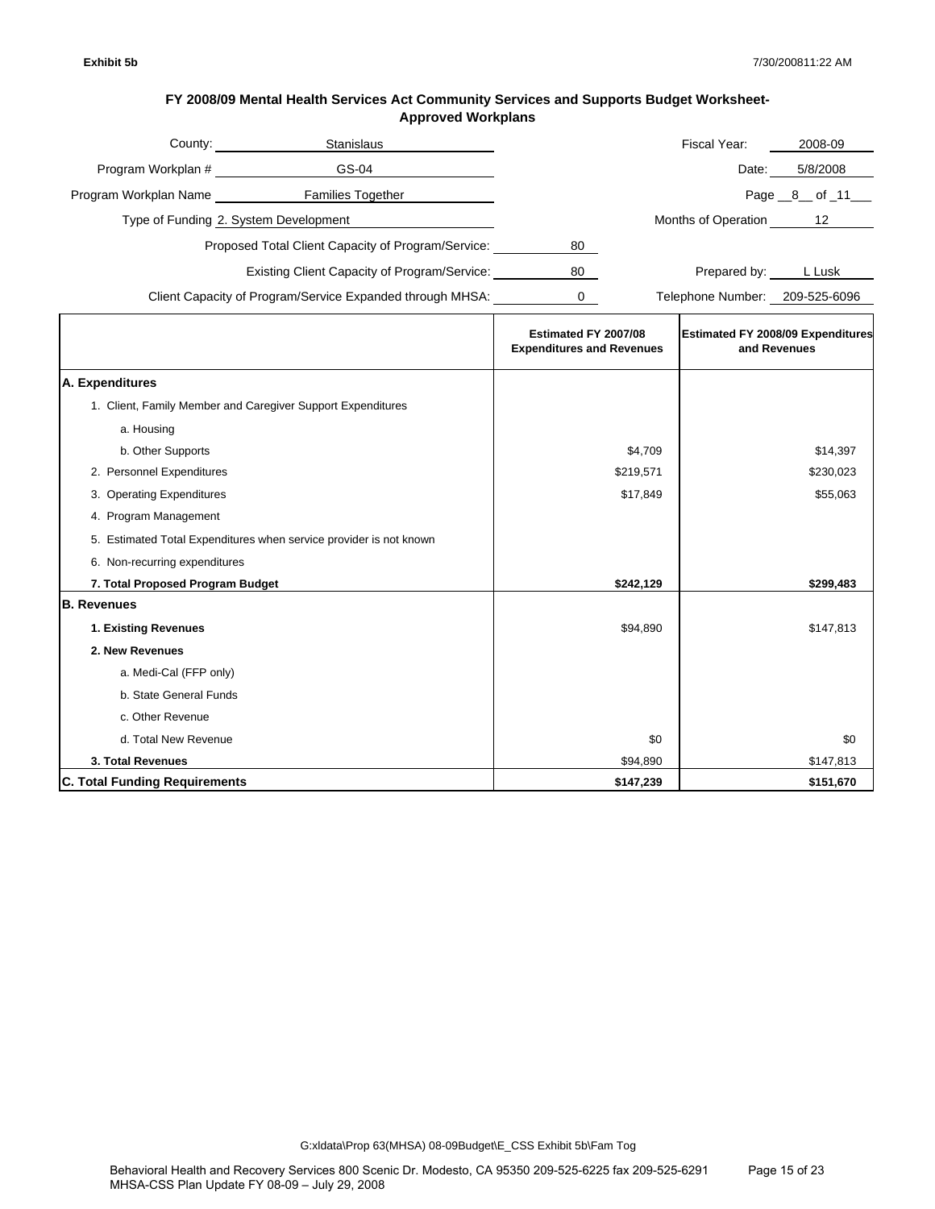**Exhibit 5b** 7/30/2008 11:22 AM

## FY 2008/09 Mental Health Services Act Community Services and Supports Budget Worksheet- Approved Workplans

County: Stanislaus

Program Workplan # GS-04

Program Workplan Name Families Together

Type of Funding 2. System Development

Proposed Total Client Capacity of Program/Service: 80

Existing Client Capacity of Program/Service: 80

Client Capacity of Program/Service Expanded through MHSA: 0

Fiscal Year: 2008-09

Date: 5/8/2008

Page 8 of 11

Months of Operation 12

Prepared by: L Lusk

Telephone Number: 209-525-6096

| | Estimated FY 2007/08 Expenditures and Revenues | Estimated FY 2008/09 Expenditures and Revenues |
|---|---|---|
| **A. Expenditures** | | |
| 1. Client, Family Member and Caregiver Support Expenditures | | |
| a. Housing | | |
| b. Other Supports | $4,709 | $14,397 |
| 2. Personnel Expenditures | $219,571 | $230,023 |
| 3. Operating Expenditures | $17,849 | $55,063 |
| 4. Program Management | | |
| 5. Estimated Total Expenditures when service provider is not known | | |
| 6. Non-recurring expenditures | | |
| **7. Total Proposed Program Budget** | **$242,129** | **$299,483** |
| **B. Revenues** | | |
| **1. Existing Revenues** | $94,890 | $147,813 |
| **2. New Revenues** | | |
| a. Medi-Cal (FFP only) | | |
| b. State General Funds | | |
| c. Other Revenue | | |
| d. Total New Revenue | $0 | $0 |
| **3. Total Revenues** | $94,890 | $147,813 |
| **C. Total Funding Requirements** | **$147,239** | **$151,670** |

G:xldata\Prop 63(MHSA) 08-09Budget\E_CSS Exhibit 5b\Fam Tog

Behavioral Health and Recovery Services 800 Scenic Dr. Modesto, CA 95350 209-525-6225 fax 209-525-6291
MHSA-CSS Plan Update FY 08-09 – July 29, 2008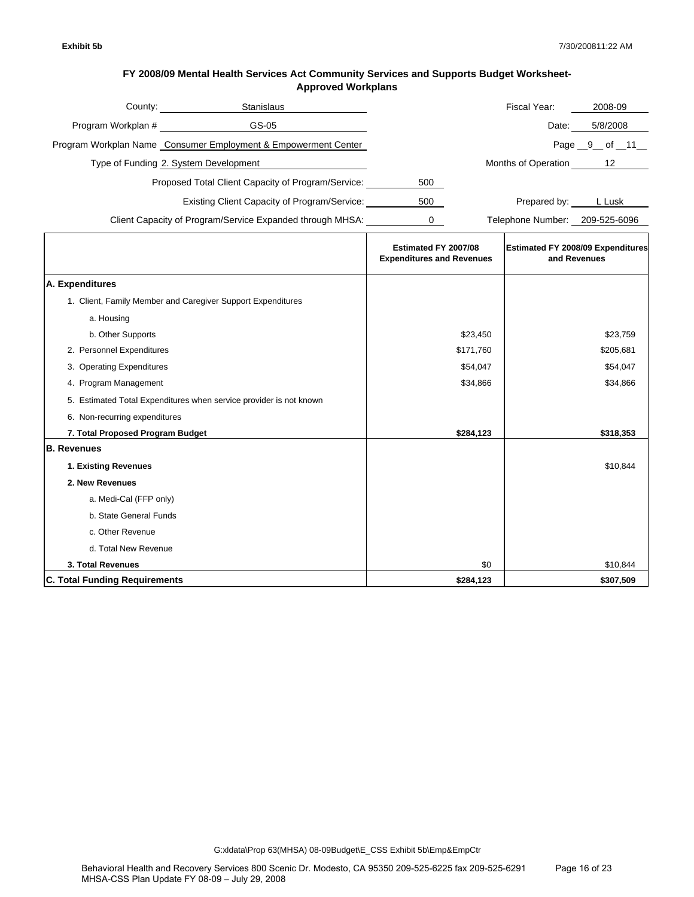Exhibit 5b

7/30/200811:22 AM

## FY 2008/09 Mental Health Services Act Community Services and Supports Budget Worksheet- Approved Workplans

County: Stanislaus

Fiscal Year: 2008-09

Program Workplan # GS-05

Date: 5/8/2008

Program Workplan Name Consumer Employment & Empowerment Center

Page 9 of 11

Type of Funding 2. System Development

Months of Operation 12

Proposed Total Client Capacity of Program/Service: 500

Existing Client Capacity of Program/Service: 500

Prepared by: L Lusk

Client Capacity of Program/Service Expanded through MHSA: 0

Telephone Number: 209-525-6096

| | Estimated FY 2007/08 Expenditures and Revenues | Estimated FY 2008/09 Expenditures and Revenues |
|---|---|---|
| **A. Expenditures** | | |
| 1. Client, Family Member and Caregiver Support Expenditures | | |
| a. Housing | | |
| b. Other Supports | $23,450 | $23,759 |
| 2. Personnel Expenditures | $171,760 | $205,681 |
| 3. Operating Expenditures | $54,047 | $54,047 |
| 4. Program Management | $34,866 | $34,866 |
| 5. Estimated Total Expenditures when service provider is not known | | |
| 6. Non-recurring expenditures | | |
| **7. Total Proposed Program Budget** | **$284,123** | **$318,353** |
| **B. Revenues** | | |
| **1. Existing Revenues** | | $10,844 |
| **2. New Revenues** | | |
| a. Medi-Cal (FFP only) | | |
| b. State General Funds | | |
| c. Other Revenue | | |
| d. Total New Revenue | | |
| **3. Total Revenues** | $0 | $10,844 |
| **C. Total Funding Requirements** | **$284,123** | **$307,509** |

G:xldata\Prop 63(MHSA) 08-09Budget\E_CSS Exhibit 5b\Emp&EmpCtr

Behavioral Health and Recovery Services 800 Scenic Dr. Modesto, CA 95350 209-525-6225 fax 209-525-6291
MHSA-CSS Plan Update FY 08-09 – July 29, 2008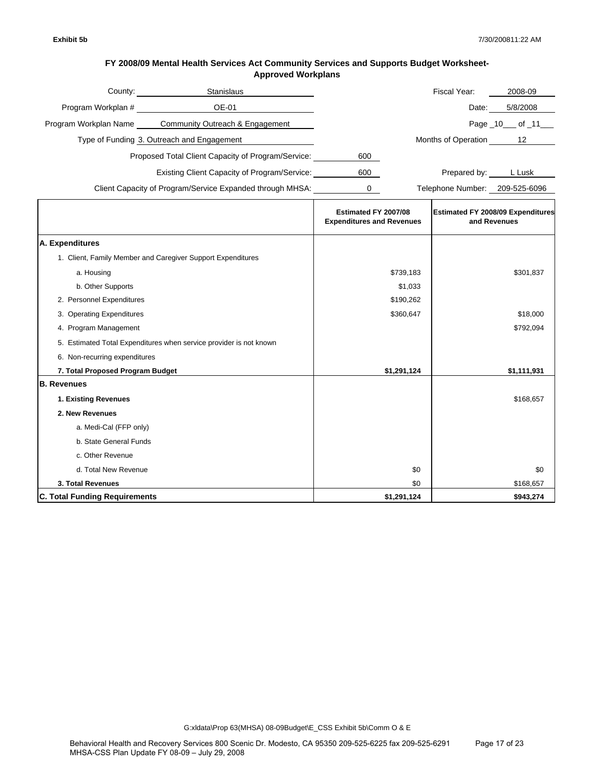**Exhibit 5b** 7/30/200811:22 AM

## FY 2008/09 Mental Health Services Act Community Services and Supports Budget Worksheet-Approved Workplans

County: Stanislaus

Program Workplan #: OE-01

Program Workplan Name: Community Outreach & Engagement

Type of Funding: 3. Outreach and Engagement

Proposed Total Client Capacity of Program/Service: 600

Existing Client Capacity of Program/Service: 600

Client Capacity of Program/Service Expanded through MHSA: 0

Fiscal Year: 2008-09

Date: 5/8/2008

Page _10___ of _11___

Months of Operation: 12

Prepared by: L Lusk

Telephone Number: 209-525-6096

| | Estimated FY 2007/08 Expenditures and Revenues | Estimated FY 2008/09 Expenditures and Revenues |
|---|---|---|
| **A. Expenditures** | | |
| 1. Client, Family Member and Caregiver Support Expenditures | | |
| a. Housing | $739,183 | $301,837 |
| b. Other Supports | $1,033 | |
| 2. Personnel Expenditures | $190,262 | |
| 3. Operating Expenditures | $360,647 | $18,000 |
| 4. Program Management | | $792,094 |
| 5. Estimated Total Expenditures when service provider is not known | | |
| 6. Non-recurring expenditures | | |
| **7. Total Proposed Program Budget** | **$1,291,124** | **$1,111,931** |
| **B. Revenues** | | |
| **1. Existing Revenues** | | $168,657 |
| **2. New Revenues** | | |
| a. Medi-Cal (FFP only) | | |
| b. State General Funds | | |
| c. Other Revenue | | |
| d. Total New Revenue | $0 | $0 |
| **3. Total Revenues** | $0 | $168,657 |
| **C. Total Funding Requirements** | **$1,291,124** | **$943,274** |

G:xldata\Prop 63(MHSA) 08-09Budget\E_CSS Exhibit 5b\Comm O & E

Behavioral Health and Recovery Services 800 Scenic Dr. Modesto, CA 95350 209-525-6225 fax 209-525-6291
MHSA-CSS Plan Update FY 08-09 – July 29, 2008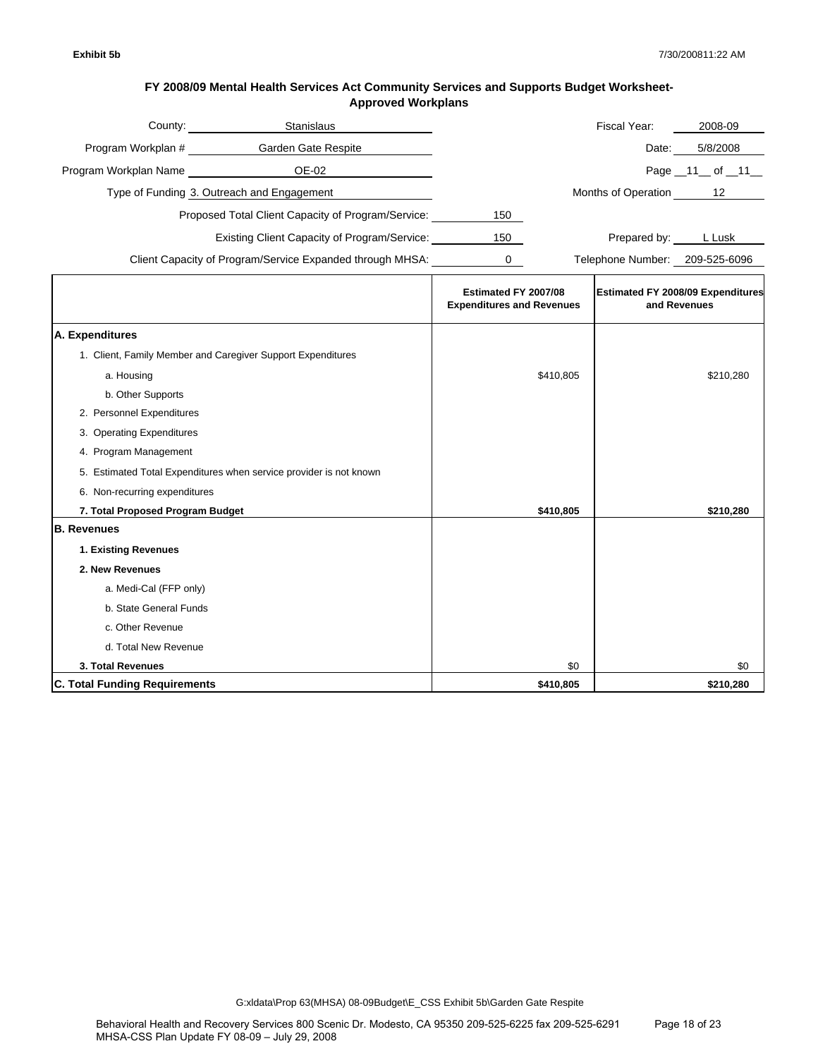**Exhibit 5b** 7/30/2008 11:22 AM

## FY 2008/09 Mental Health Services Act Community Services and Supports Budget Worksheet-Approved Workplans

County: Stanislaus

Program Workplan #: Garden Gate Respite

Program Workplan Name: OE-02

Type of Funding: 3. Outreach and Engagement

Proposed Total Client Capacity of Program/Service: 150

Existing Client Capacity of Program/Service: 150

Client Capacity of Program/Service Expanded through MHSA: 0

Fiscal Year: 2008-09

Date: 5/8/2008

Page 11 of 11

Months of Operation: 12

Prepared by: L Lusk

Telephone Number: 209-525-6096

| | Estimated FY 2007/08 Expenditures and Revenues | Estimated FY 2008/09 Expenditures and Revenues |
|---|---|---|
| **A. Expenditures** | | |
| 1. Client, Family Member and Caregiver Support Expenditures | | |
| a. Housing | $410,805 | $210,280 |
| b. Other Supports | | |
| 2. Personnel Expenditures | | |
| 3. Operating Expenditures | | |
| 4. Program Management | | |
| 5. Estimated Total Expenditures when service provider is not known | | |
| 6. Non-recurring expenditures | | |
| **7. Total Proposed Program Budget** | **$410,805** | **$210,280** |
| **B. Revenues** | | |
| **1. Existing Revenues** | | |
| **2. New Revenues** | | |
| a. Medi-Cal (FFP only) | | |
| b. State General Funds | | |
| c. Other Revenue | | |
| d. Total New Revenue | | |
| **3. Total Revenues** | $0 | $0 |
| **C. Total Funding Requirements** | **$410,805** | **$210,280** |

G:xldata\Prop 63(MHSA) 08-09Budget\E_CSS Exhibit 5b\Garden Gate Respite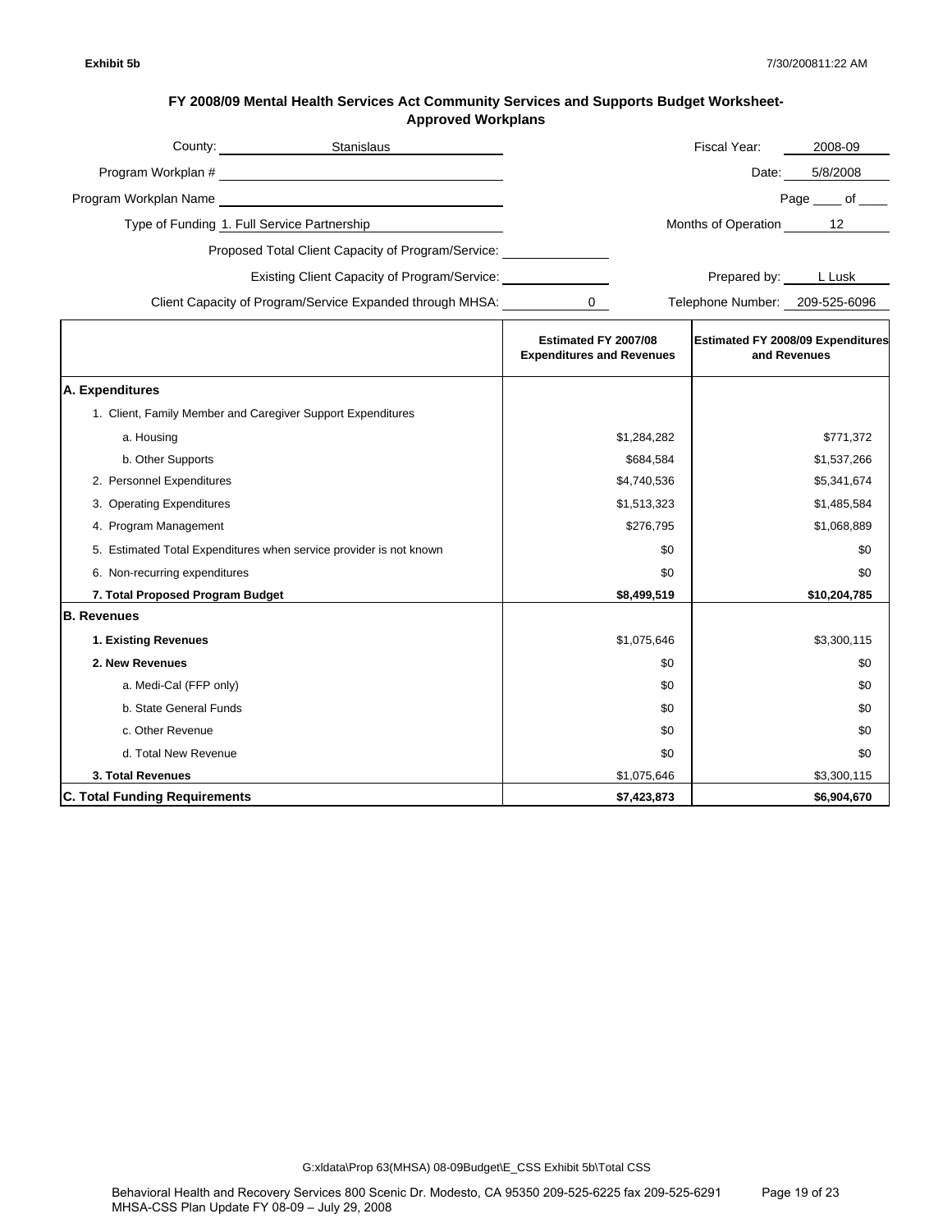**Exhibit 5b**

7/30/200811:22 AM

## FY 2008/09 Mental Health Services Act Community Services and Supports Budget Worksheet-Approved Workplans

County: Stanislaus

Program Workplan #

Program Workplan Name

Type of Funding 1. Full Service Partnership

Proposed Total Client Capacity of Program/Service:

Existing Client Capacity of Program/Service:

Client Capacity of Program/Service Expanded through MHSA: 0

Fiscal Year: 2008-09

Date: 5/8/2008

Page ____ of ____

Months of Operation 12

Prepared by: L Lusk

Telephone Number: 209-525-6096

| | Estimated FY 2007/08 Expenditures and Revenues | Estimated FY 2008/09 Expenditures and Revenues |
|---|---|---|
| **A. Expenditures** | | |
| 1. Client, Family Member and Caregiver Support Expenditures | | |
| a. Housing | $1,284,282 | $771,372 |
| b. Other Supports | $684,584 | $1,537,266 |
| 2. Personnel Expenditures | $4,740,536 | $5,341,674 |
| 3. Operating Expenditures | $1,513,323 | $1,485,584 |
| 4. Program Management | $276,795 | $1,068,889 |
| 5. Estimated Total Expenditures when service provider is not known | $0 | $0 |
| 6. Non-recurring expenditures | $0 | $0 |
| **7. Total Proposed Program Budget** | **$8,499,519** | **$10,204,785** |
| **B. Revenues** | | |
| **1. Existing Revenues** | $1,075,646 | $3,300,115 |
| **2. New Revenues** | $0 | $0 |
| a. Medi-Cal (FFP only) | $0 | $0 |
| b. State General Funds | $0 | $0 |
| c. Other Revenue | $0 | $0 |
| d. Total New Revenue | $0 | $0 |
| **3. Total Revenues** | $1,075,646 | $3,300,115 |
| **C. Total Funding Requirements** | **$7,423,873** | **$6,904,670** |

G:xldata\Prop 63(MHSA) 08-09Budget\E_CSS Exhibit 5b\Total CSS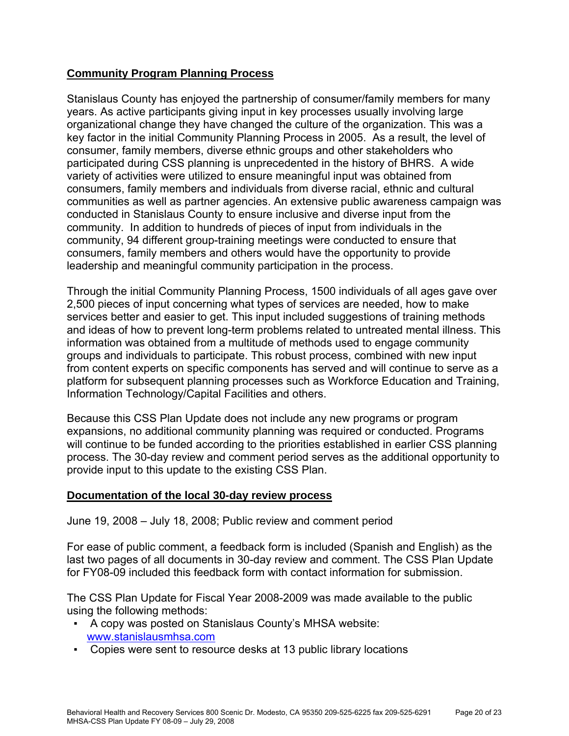## Community Program Planning Process

Stanislaus County has enjoyed the partnership of consumer/family members for many years. As active participants giving input in key processes usually involving large organizational change they have changed the culture of the organization. This was a key factor in the initial Community Planning Process in 2005. As a result, the level of consumer, family members, diverse ethnic groups and other stakeholders who participated during CSS planning is unprecedented in the history of BHRS. A wide variety of activities were utilized to ensure meaningful input was obtained from consumers, family members and individuals from diverse racial, ethnic and cultural communities as well as partner agencies. An extensive public awareness campaign was conducted in Stanislaus County to ensure inclusive and diverse input from the community. In addition to hundreds of pieces of input from individuals in the community, 94 different group-training meetings were conducted to ensure that consumers, family members and others would have the opportunity to provide leadership and meaningful community participation in the process.

Through the initial Community Planning Process, 1500 individuals of all ages gave over 2,500 pieces of input concerning what types of services are needed, how to make services better and easier to get. This input included suggestions of training methods and ideas of how to prevent long-term problems related to untreated mental illness. This information was obtained from a multitude of methods used to engage community groups and individuals to participate. This robust process, combined with new input from content experts on specific components has served and will continue to serve as a platform for subsequent planning processes such as Workforce Education and Training, Information Technology/Capital Facilities and others.

Because this CSS Plan Update does not include any new programs or program expansions, no additional community planning was required or conducted. Programs will continue to be funded according to the priorities established in earlier CSS planning process. The 30-day review and comment period serves as the additional opportunity to provide input to this update to the existing CSS Plan.

## Documentation of the local 30-day review process

June 19, 2008 – July 18, 2008; Public review and comment period

For ease of public comment, a feedback form is included (Spanish and English) as the last two pages of all documents in 30-day review and comment. The CSS Plan Update for FY08-09 included this feedback form with contact information for submission.

The CSS Plan Update for Fiscal Year 2008-2009 was made available to the public using the following methods:

- A copy was posted on Stanislaus County's MHSA website: www.stanislausmhsa.com
- Copies were sent to resource desks at 13 public library locations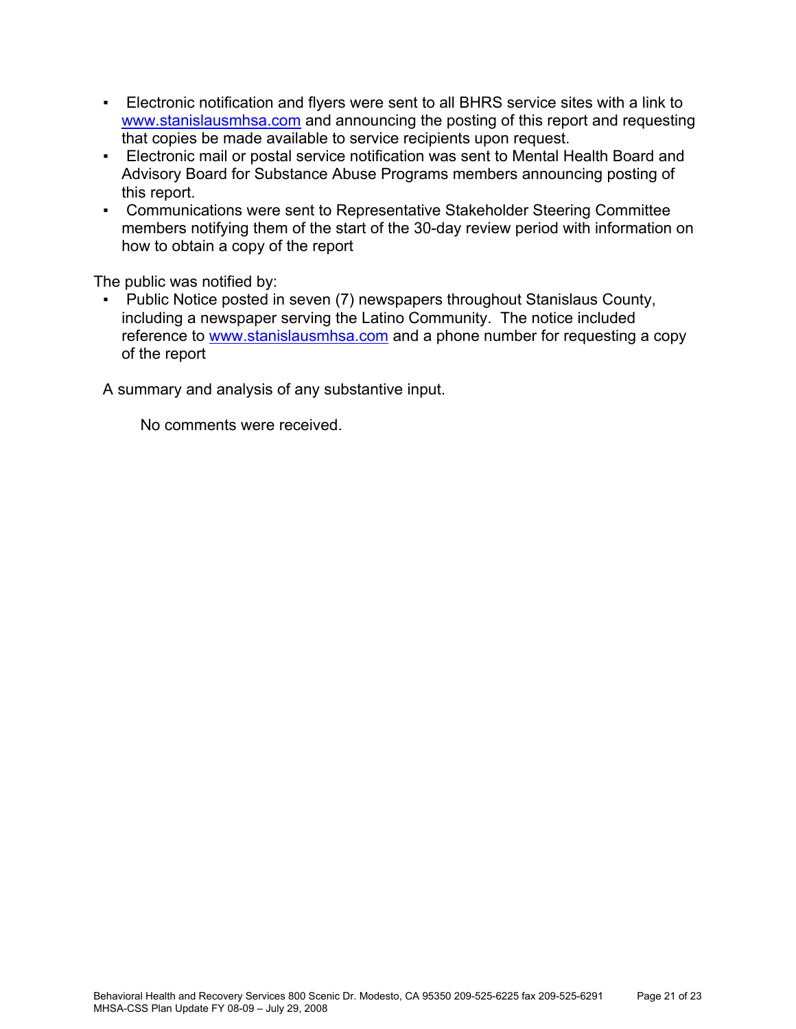- Electronic notification and flyers were sent to all BHRS service sites with a link to www.stanislausmhsa.com and announcing the posting of this report and requesting that copies be made available to service recipients upon request.
- Electronic mail or postal service notification was sent to Mental Health Board and Advisory Board for Substance Abuse Programs members announcing posting of this report.
- Communications were sent to Representative Stakeholder Steering Committee members notifying them of the start of the 30-day review period with information on how to obtain a copy of the report

The public was notified by:

- Public Notice posted in seven (7) newspapers throughout Stanislaus County, including a newspaper serving the Latino Community. The notice included reference to www.stanislausmhsa.com and a phone number for requesting a copy of the report

A summary and analysis of any substantive input.

No comments were received.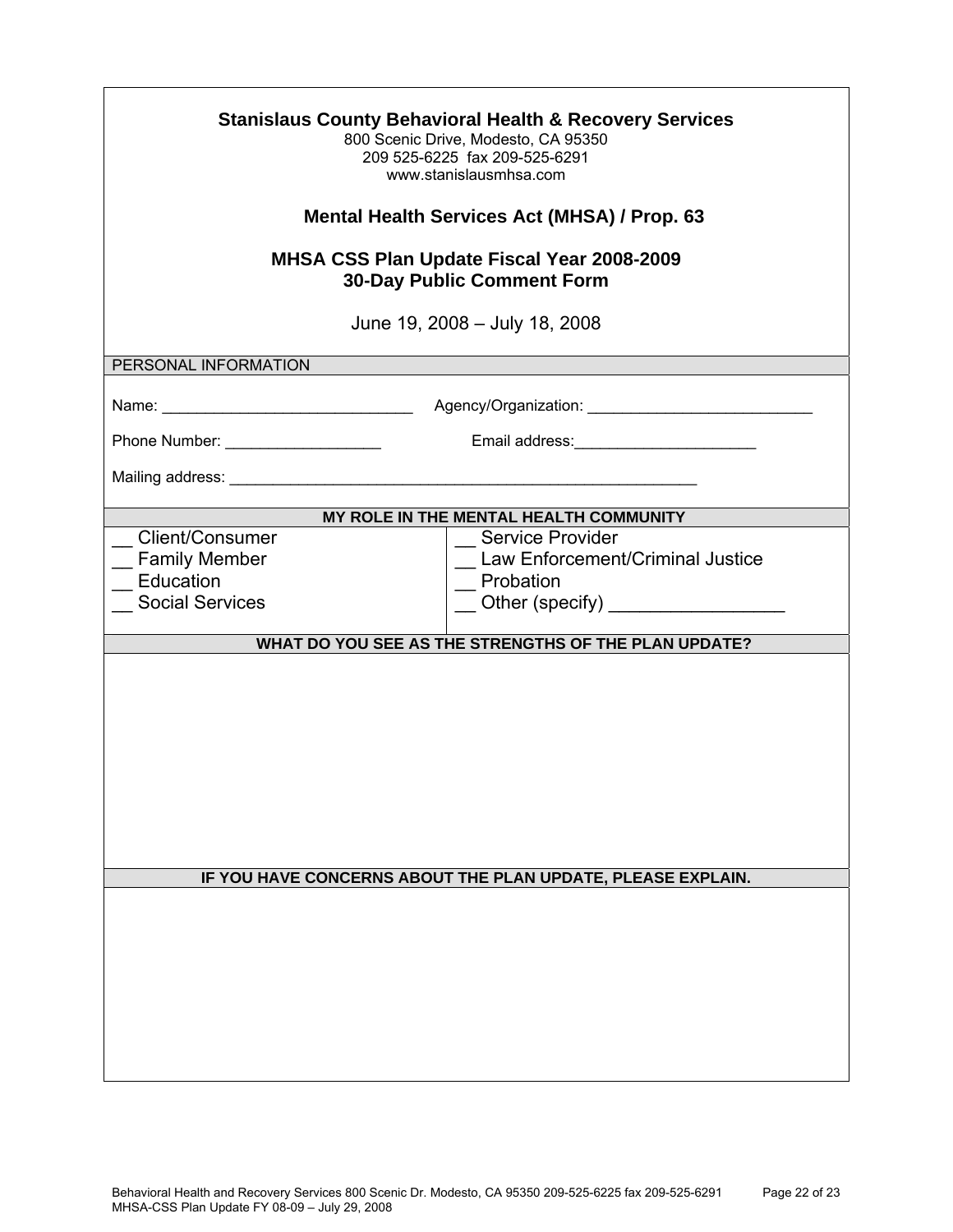**Stanislaus County Behavioral Health & Recovery Services**
800 Scenic Drive, Modesto, CA 95350
209 525-6225 fax 209-525-6291
www.stanislausmhsa.com

## Mental Health Services Act (MHSA) / Prop. 63

## MHSA CSS Plan Update Fiscal Year 2008-2009
## 30-Day Public Comment Form

June 19, 2008 – July 18, 2008

PERSONAL INFORMATION

Name: ______________________________ Agency/Organization: __________________________

Phone Number: __________________ Email address:_____________________

Mailing address: _________________________________________________________

**MY ROLE IN THE MENTAL HEALTH COMMUNITY**

| | |
|---|---|
| __ Client/Consumer | __ Service Provider |
| __ Family Member | __ Law Enforcement/Criminal Justice |
| __ Education | __ Probation |
| __ Social Services | __ Other (specify) _________________ |

**WHAT DO YOU SEE AS THE STRENGTHS OF THE PLAN UPDATE?**

**IF YOU HAVE CONCERNS ABOUT THE PLAN UPDATE, PLEASE EXPLAIN.**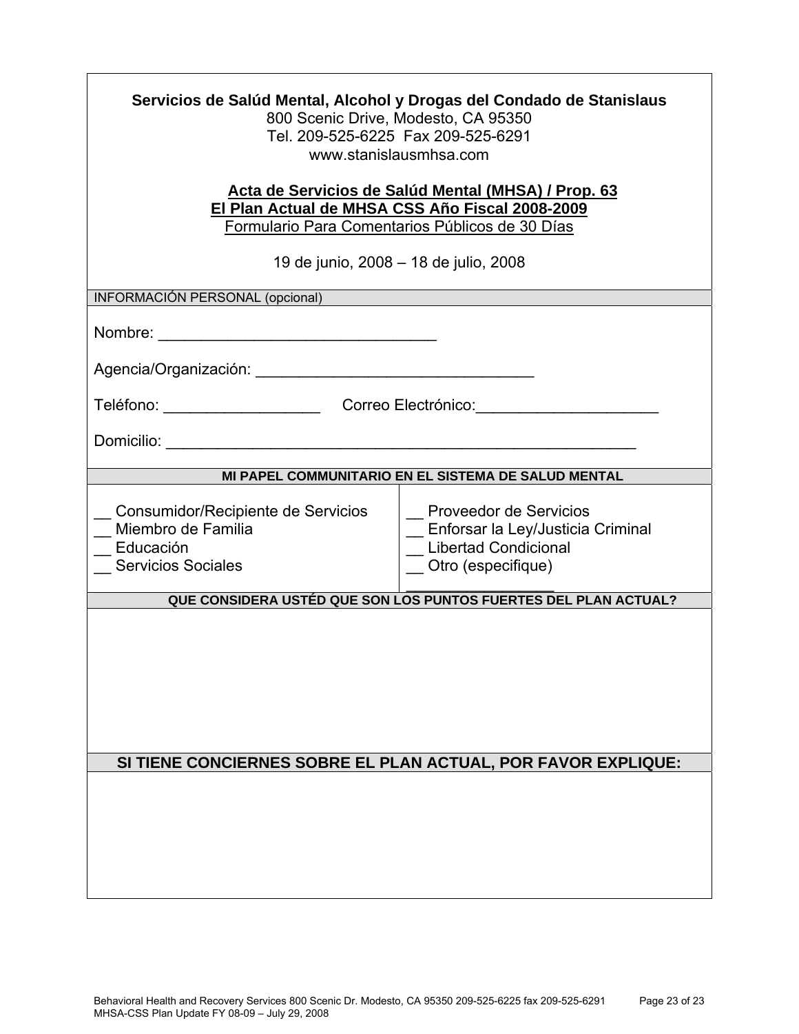**Servicios de Salúd Mental, Alcohol y Drogas del Condado de Stanislaus**
800 Scenic Drive, Modesto, CA 95350
Tel. 209-525-6225 Fax 209-525-6291
www.stanislausmhsa.com

**Acta de Servicios de Salúd Mental (MHSA) / Prop. 63**
**El Plan Actual de MHSA CSS Año Fiscal 2008-2009**
Formulario Para Comentarios Públicos de 30 Días

19 de junio, 2008 – 18 de julio, 2008

INFORMACIÓN PERSONAL (opcional)

Nombre: _______________________________

Agencia/Organización: _______________________________

Teléfono: _________________ Correo Electrónico:____________________

Domicilio: ____________________________________________________

**MI PAPEL COMMUNITARIO EN EL SISTEMA DE SALUD MENTAL**

| | |
|---|---|
| __ Consumidor/Recipiente de Servicios | __ Proveedor de Servicios |
| __ Miembro de Familia | __ Enforsar la Ley/Justicia Criminal |
| __ Educación | __ Libertad Condicional |
| __ Servicios Sociales | __ Otro (especifique) _______________ |

**QUE CONSIDERA USTÉD QUE SON LOS PUNTOS FUERTES DEL PLAN ACTUAL?**

**SI TIENE CONCIERNES SOBRE EL PLAN ACTUAL, POR FAVOR EXPLIQUE:**